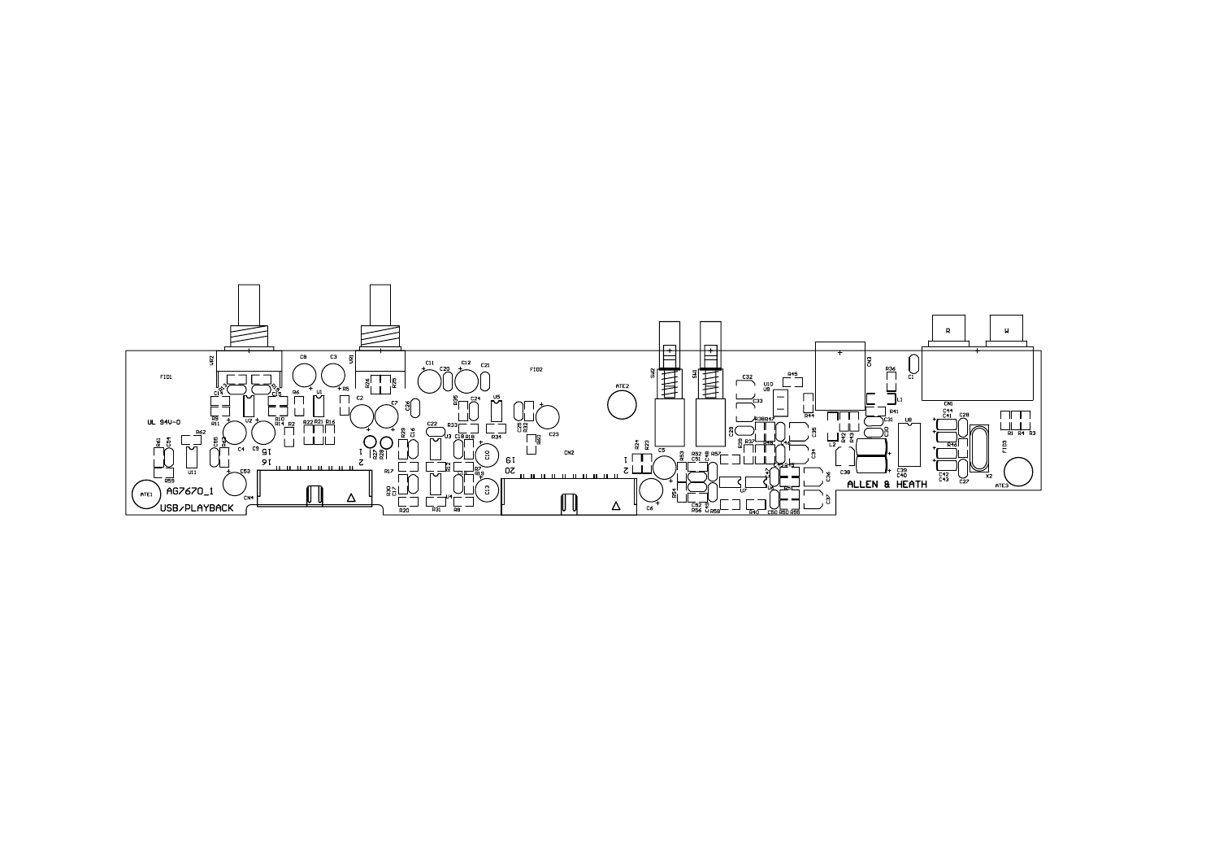AG7670_1

USB/PLAYBACK

ALLEN & HEATH

UL 94V-0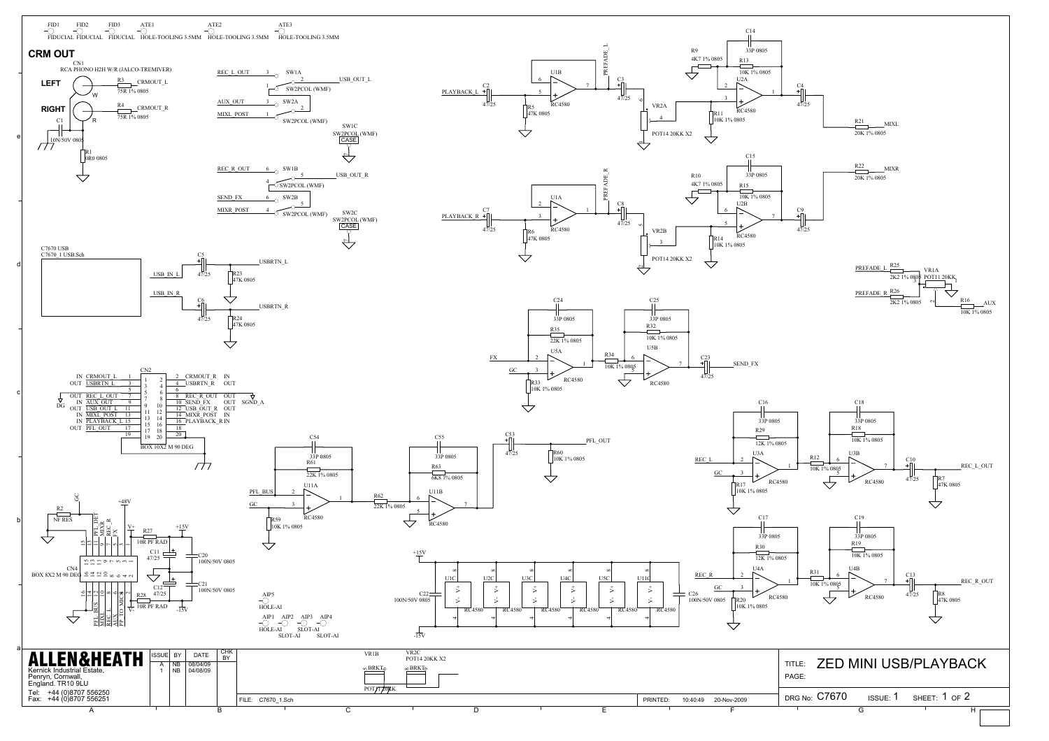FID1 FID2 FID3 ATE1 ATE2 ATE3
FIDUCIAL FIDUCIAL FIDUCIAL HOLE-TOOLING 3.5MM HOLE-TOOLING 3.5MM HOLE-TOOLING 3.5MM

## CRM OUT

CN1
RCA PHONO H2H W/R (JALCO-TREMIVER)

LEFT — R3 75R 1% 0805 — CRMOUT_L (W)
RIGHT — R4 75R 1% 0805 — CRMOUT_R (R)
C1 10N/50V 0805
R1 0R0 0805

REC_L_OUT — SW1A — USB_OUT_L — SW2PCOL (WMF)
AUX_OUT / MIXL_POST — SW2A — SW2PCOL (WMF)
SW1C SW2PCOL (WMF) CASE

REC_R_OUT — SW1B — USB_OUT_R — SW2PCOL (WMF)
SEND_FX / MIXR_POST — SW2B — SW2PCOL (WMF)
SW2C SW2PCOL (WMF) CASE

PLAYBACK_L — C2 47/25 — U1B RC4580 — R5 47K 0805 — PREFADE_L — C3 47/25 — VR2A POT14 20KK X2 — R11 10K 1% 0805 — R9 4K7 1% 0805 — R13 10K 1% 0805 — C14 33P 0805 — U2A RC4580 — C4 47/25 — R21 20K 1% 0805 — MIXL

PLAYBACK_R — C7 47/25 — U1A RC4580 — R6 47K 0805 — PREFADE_R — C8 47/25 — VR2B POT14 20KK X2 — R14 10K 1% 0805 — R10 4K7 1% 0805 — R15 10K 1% 0805 — C15 33P 0805 — U2B RC4580 — C9 47/25 — R22 20K 1% 0805 — MIXR

PREFADE_L — R25 2K2 1% 0805 — VR1A POT11 20KK
PREFADE_R — R26 2K2 1% 0805 — R16 10K 1% 0805 — AUX

C7670 USB
C7670_1 USB.Sch

USB_IN_L — C5 47/25 — R23 47K 0805 — USBRTN_L
USB_IN_R — C6 47/25 — R24 47K 0805 — USBRTN_R

FX — U5A RC4580 — R35 22K 1% 0805 — C24 33P 0805 — R33 10K 1% 0805 — GC — R34 10K 1% 0805 — U5B RC4580 — R32 10K 1% 0805 — C25 33P 0805 — C23 47/25 — SEND_FX

CN2 BOX 10X2 M 90 DEG

| Dir | Signal | Pin | Pin | Signal | Dir |
|---|---|---|---|---|---|
| IN | CRMOUT_L | 1 | 2 | CRMOUT_R | IN |
| OUT | USBRTN_L | 3 | 4 | USBRTN_R | OUT |
| | | 5 | 6 | | |
| OUT | REC_L_OUT | 7 | 8 | REC_R_OUT | OUT |
| IN | AUX_OUT | 9 | 10 | SEND_FX | OUT |
| OUT | USB_OUT_L | 11 | 12 | USB_OUT_R | OUT |
| IN | MIXL_POST | 13 | 14 | MIXR_POST | IN |
| IN | PLAYBACK_L | 15 | 16 | PLAYBACK_R | IN |
| OUT | PFL_OUT | 17 | 18 | | |
| | | 19 | 20 | | |

DG SGND_A

PFL_BUS — U11A RC4580 — R61 22K 1% 0805 — C54 33P 0805 — R59 10K 1% 0805 — GC — R62 22K 1% 0805 — U11B RC4580 — R63 6K8 1% 0805 — C55 33P 0805 — C53 47/25 — R60 10K 1% 0805 — PFL_OUT

REC_L — U3A RC4580 — R29 12K 1% 0805 — C16 33P 0805 — R17 10K 1% 0805 — GC — R12 10K 1% 0805 — U3B RC4580 — R18 10K 1% 0805 — C18 33P 0805 — C10 47/25 — R7 47K 0805 — REC_L_OUT

REC_R — U4A RC4580 — R30 12K 1% 0805 — C17 33P 0805 — R20 10K 1% 0805 — GC — R31 10K 1% 0805 — U4B RC4580 — R19 10K 1% 0805 — C19 33P 0805 — C13 47/25 — R8 47K 0805 — REC_R_OUT

GC — R2 NF RES
+48V
CN4 BOX 8X2 M 90 DEG — PFL_DET, MIXR, REC_R, FX, PFL_BUS, MIXL, REC_L, AUX, PP TO MIC
V+ — R27 10R PF RAD — +15V — C11 47/25 — C20 100N/50V 0805
V- — R28 10R PF RAD — -15V — C12 47/25 — C21 100N/50V 0805

AIP5 HOLE-AI
AIP1 AIP2 AIP3 AIP4 HOLE-AI SLOT-AI SLOT-AI SLOT-AI

+15V — C22 100N/50V 0805 — U1C U2C U3C U4C U5C U11C RC4580 — C26 100N/50V 0805 — -15V

VR1B BRKT POT11 20KK
VR2C POT14 20KK X2 BRKT

ALLEN&HEATH
Kernick Industrial Estate, Penryn, Cornwall, England. TR10 9LU
Tel: +44 (0)8707 556250
Fax: +44 (0)8707 556251

| ISSUE | BY | DATE | CHK BY |
|---|---|---|---|
| A | NB | 08/04/09 | |
| 1 | NB | 04/08/09 | |

FILE: C7670_1.Sch PRINTED: 10:40:49 20-Nov-2009

TITLE: ZED MINI USB/PLAYBACK
PAGE:
DRG No: C7670 ISSUE: 1 SHEET: 1 OF 2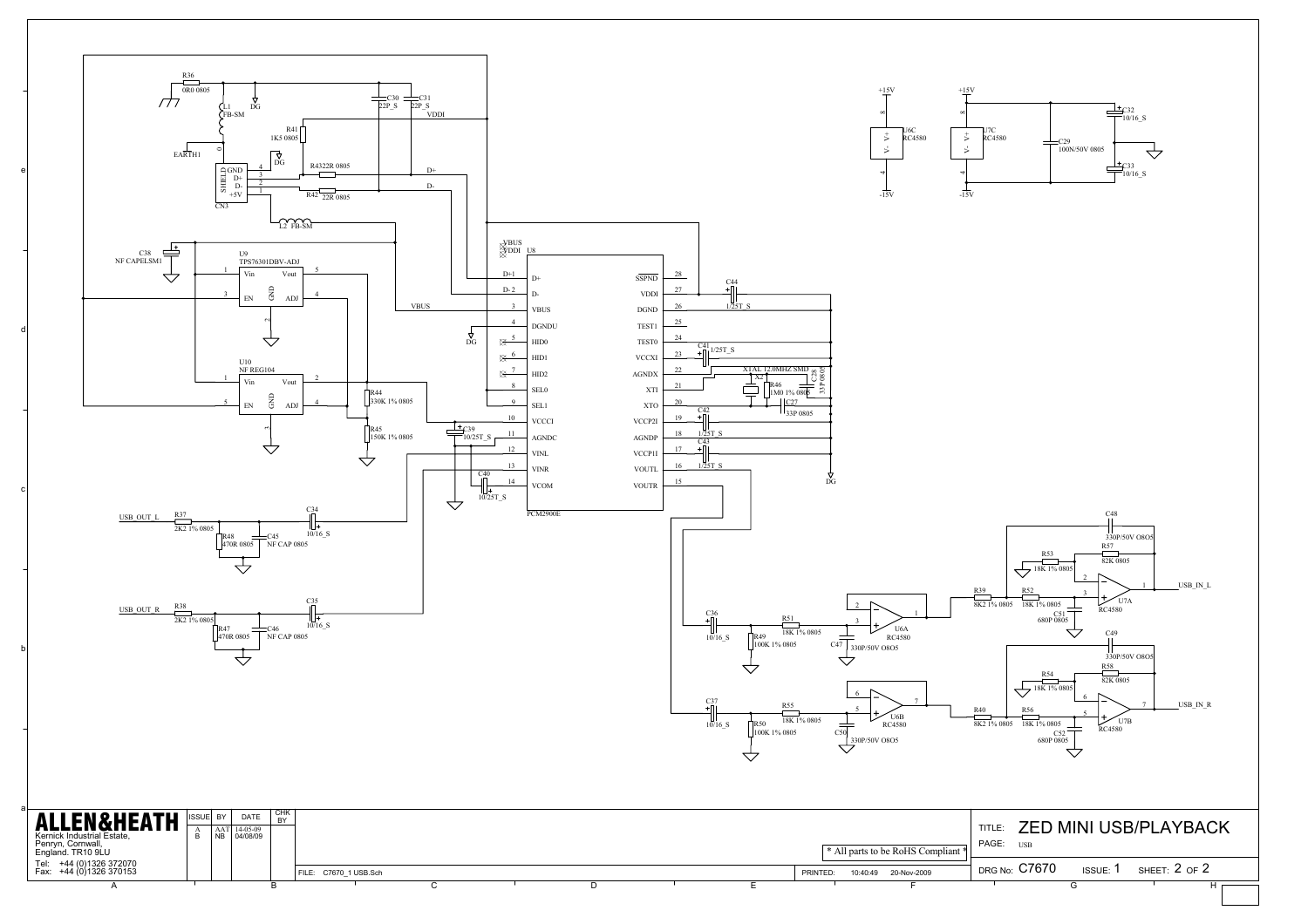# ZED MINI USB/PLAYBACK

TITLE: ZED MINI USB/PLAYBACK
PAGE: USB
DRG No: C7670  ISSUE: 1  SHEET: 2 OF 2

FILE: C7670_1 USB.Sch
PRINTED: 10:40:49 20-Nov-2009

\* All parts to be RoHS Compliant \*

**ALLEN&HEATH**
Kernick Industrial Estate,
Penryn, Cornwall,
England. TR10 9LU
Tel: +44 (0)1326 372070
Fax: +44 (0)1326 370153

| ISSUE | BY | DATE | CHK BY |
|---|---|---|---|
| A | AAT | 14-05-09 | |
| B | NB | 04/08/09 | |

R36 0R0 0805
L1 FB-SM
DG
EARTH1
R41 1K5 0805
C30 22P_S
C31 22P_S
VDDI
CN3: SHIELD, GND 4, D+ 3, D- 2, +5V 1
R43 22R 0805
R42 22R 0805
D+
D-
L2 FB-SM
C38 NF CAPELSM1
U9 TPS76301DBV-ADJ: Vin 1, EN 3, GND 2, Vout 5, ADJ 4
U10 NF REG104: Vin 1, EN 5, GND 3, Vout 2, ADJ 4
VBUS
R44 330K 1% 0805
R45 150K 1% 0805
C39 10/25T_S
C40 10/25T_S

U8 PCM2900E
VBUS, VDDI
D+ 1, D- 2, VBUS 3, DGNDU 4, HID0 5, HID1 6, HID2 7, SEL0 8, SEL1 9, VCCCI 10, AGNDC 11, VINL 12, VINR 13, VCOM 14
SSPND 28, VDDI 27, DGND 26, TEST1 25, TEST0 24, VCCXI 23, AGNDX 22, XTI 21, XTO 20, VCCP2I 19, AGNDP 18, VCCP1I 17, VOUTL 16, VOUTR 15

C44 1/25T_S
C41 1/25T_S
XTAL 12.0MHZ SMD X2
R46 1M0 1% 0805
C28 33P 0805
C27 33P 0805
C42 1/25T_S
C43 1/25T_S
DG

USB_OUT_L
R37 2K2 1% 0805
R48 470R 0805
C45 NF CAP 0805
C34 10/16_S

USB_OUT_R
R38 2K2 1% 0805
R47 470R 0805
C46 NF CAP 0805
C35 10/16_S

+15V, -15V
U6C RC4580 (8, 4)
U7C RC4580 (8, 4)
C29 100N/50V 0805
C32 10/16_S
C33 10/16_S

C36 10/16_S
R49 100K 1% 0805
R51 18K 1% 0805
C47 330P/50V O8O5
U6A RC4580 (2, 3, 1)
R39 8K2 1% 0805
R53 18K 1% 0805
R57 82K 0805
C48 330P/50V O8O5
R52 18K 1% 0805
C51 680P 0805
U7A RC4580 (2, 3, 1)
USB_IN_L

C37 10/16_S
R50 100K 1% 0805
R55 18K 1% 0805
C50 330P/50V O8O5
U6B RC4580 (6, 5, 7)
R40 8K2 1% 0805
R54 18K 1% 0805
R58 82K 0805
C49 330P/50V O8O5
R56 18K 1% 0805
C52 680P 0805
U7B RC4580 (6, 5, 7)
USB_IN_R